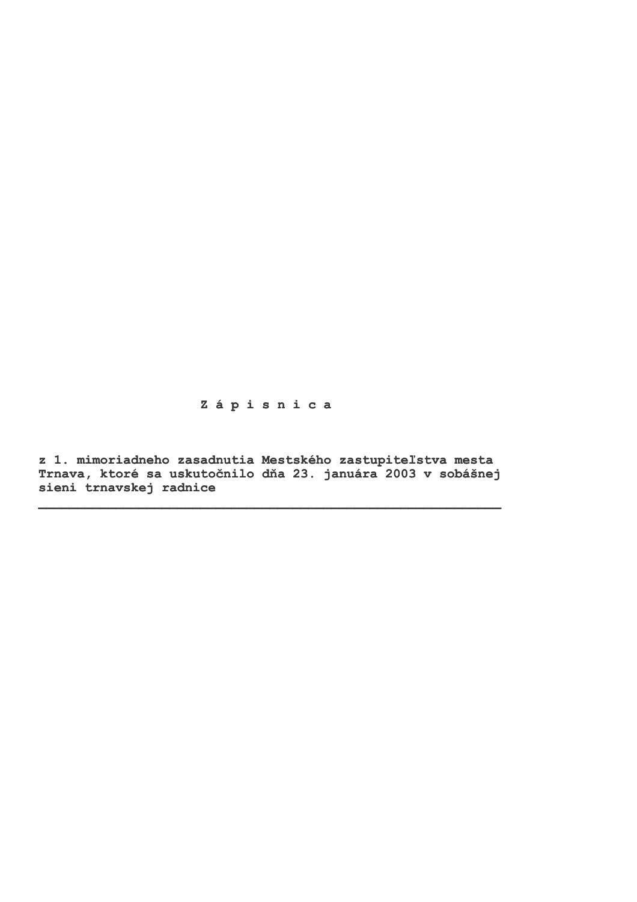# Z á p i s n i c a

**z 1. mimoriadneho zasadnutia Mestského zastupiteľstva mesta Trnava, ktoré sa uskutočnilo dňa 23. januára 2003 v sobášnej sieni trnavskej radnice**

---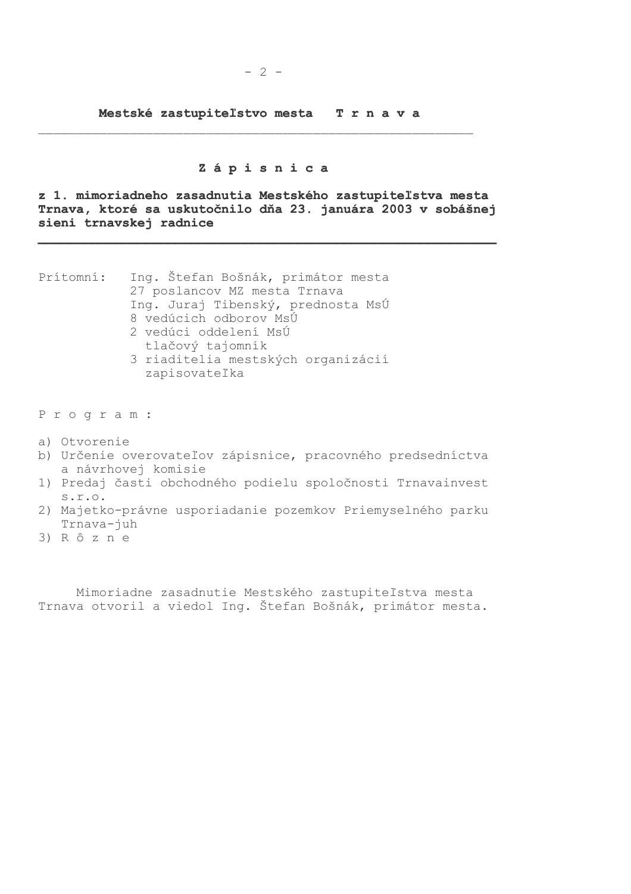**Mestské zastupiteľstvo mesta T r n a v a**

---

# Z á p i s n i c a

**z 1. mimoriadneho zasadnutia Mestského zastupiteľstva mesta Trnava, ktoré sa uskutočnilo dňa 23. januára 2003 v sobášnej sieni trnavskej radnice**

---

Prítomní: Ing. Štefan Bošnák, primátor mesta
27 poslancov MZ mesta Trnava
Ing. Juraj Tibenský, prednosta MsÚ
8 vedúcich odborov MsÚ
2 vedúci oddelení MsÚ
tlačový tajomník
3 riaditelia mestských organizácií
zapisovateľka

P r o g r a m :

a) Otvorenie
b) Určenie overovateľov zápisnice, pracovného predsedníctva a návrhovej komisie
1) Predaj časti obchodného podielu spoločnosti Trnavainvest s.r.o.
2) Majetko-právne usporiadanie pozemkov Priemyselného parku Trnava-juh
3) R ô z n e

Mimoriadne zasadnutie Mestského zastupiteľstva mesta Trnava otvoril a viedol Ing. Štefan Bošnák, primátor mesta.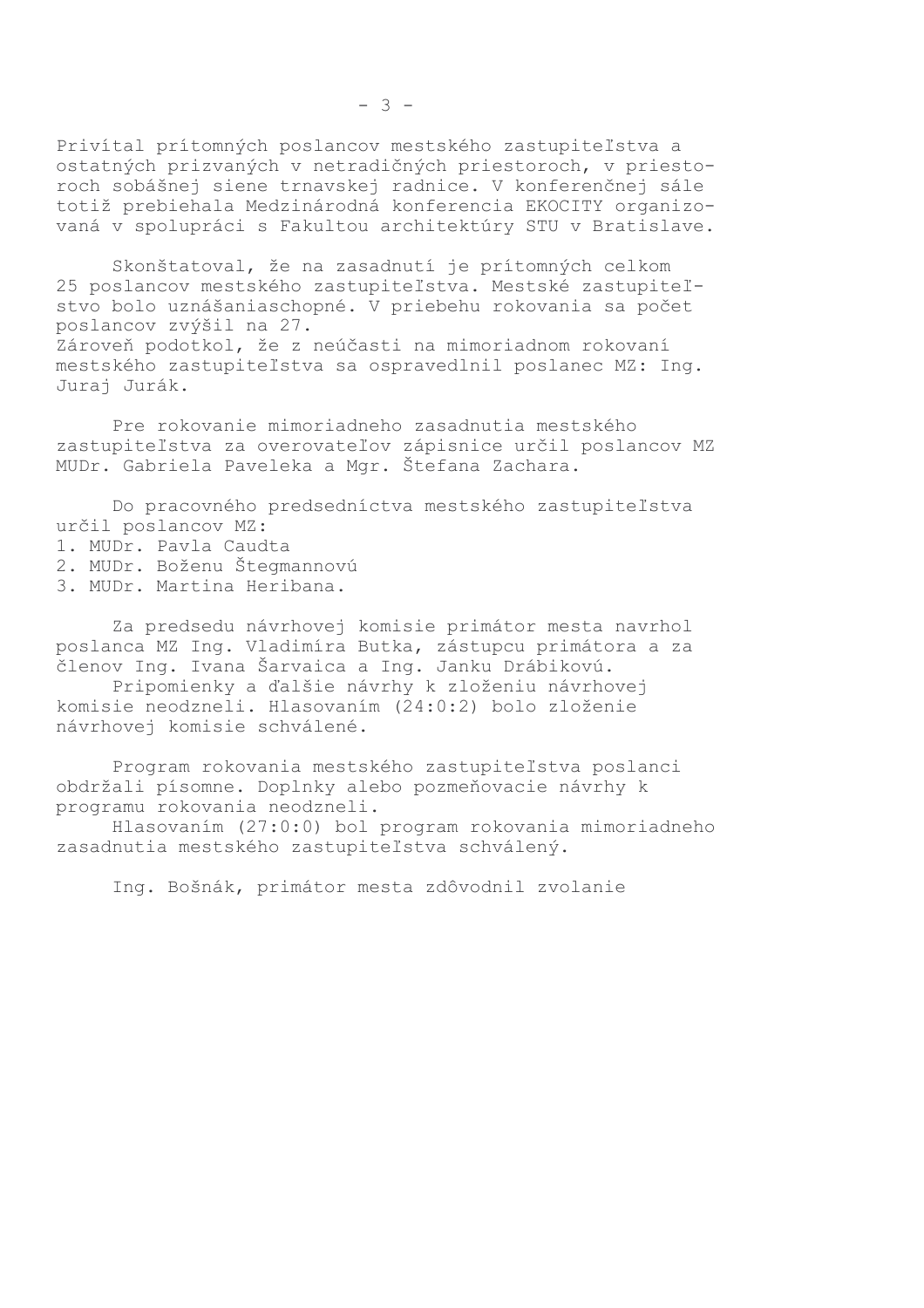Privítal prítomných poslancov mestského zastupiteľstva a ostatných prizvaných v netradičných priestoroch, v priestoroch sobášnej siene trnavskej radnice. V konferenčnej sále totiž prebiehala Medzinárodná konferencia EKOCITY organizovaná v spolupráci s Fakultou architektúry STU v Bratislave.

Skonštatoval, že na zasadnutí je prítomných celkom 25 poslancov mestského zastupiteľstva. Mestské zastupiteľstvo bolo uznášaniaschopné. V priebehu rokovania sa počet poslancov zvýšil na 27.
Zároveň podotkol, že z neúčasti na mimoriadnom rokovaní mestského zastupiteľstva sa ospravedlnil poslanec MZ: Ing. Juraj Jurák.

Pre rokovanie mimoriadneho zasadnutia mestského zastupiteľstva za overovateľov zápisnice určil poslancov MZ MUDr. Gabriela Paveleka a Mgr. Štefana Zachara.

Do pracovného predsedníctva mestského zastupiteľstva určil poslancov MZ:
1. MUDr. Pavla Caudta
2. MUDr. Boženu Štegmannovú
3. MUDr. Martina Heribana.

Za predsedu návrhovej komisie primátor mesta navrhol poslanca MZ Ing. Vladimíra Butka, zástupcu primátora a za členov Ing. Ivana Šarvaica a Ing. Janku Drábikovú.
Pripomienky a ďalšie návrhy k zloženiu návrhovej komisie neodzneli. Hlasovaním (24:0:2) bolo zloženie návrhovej komisie schválené.

Program rokovania mestského zastupiteľstva poslanci obdržali písomne. Doplnky alebo pozmeňovacie návrhy k programu rokovania neodzneli.
Hlasovaním (27:0:0) bol program rokovania mimoriadneho zasadnutia mestského zastupiteľstva schválený.

Ing. Bošnák, primátor mesta zdôvodnil zvolanie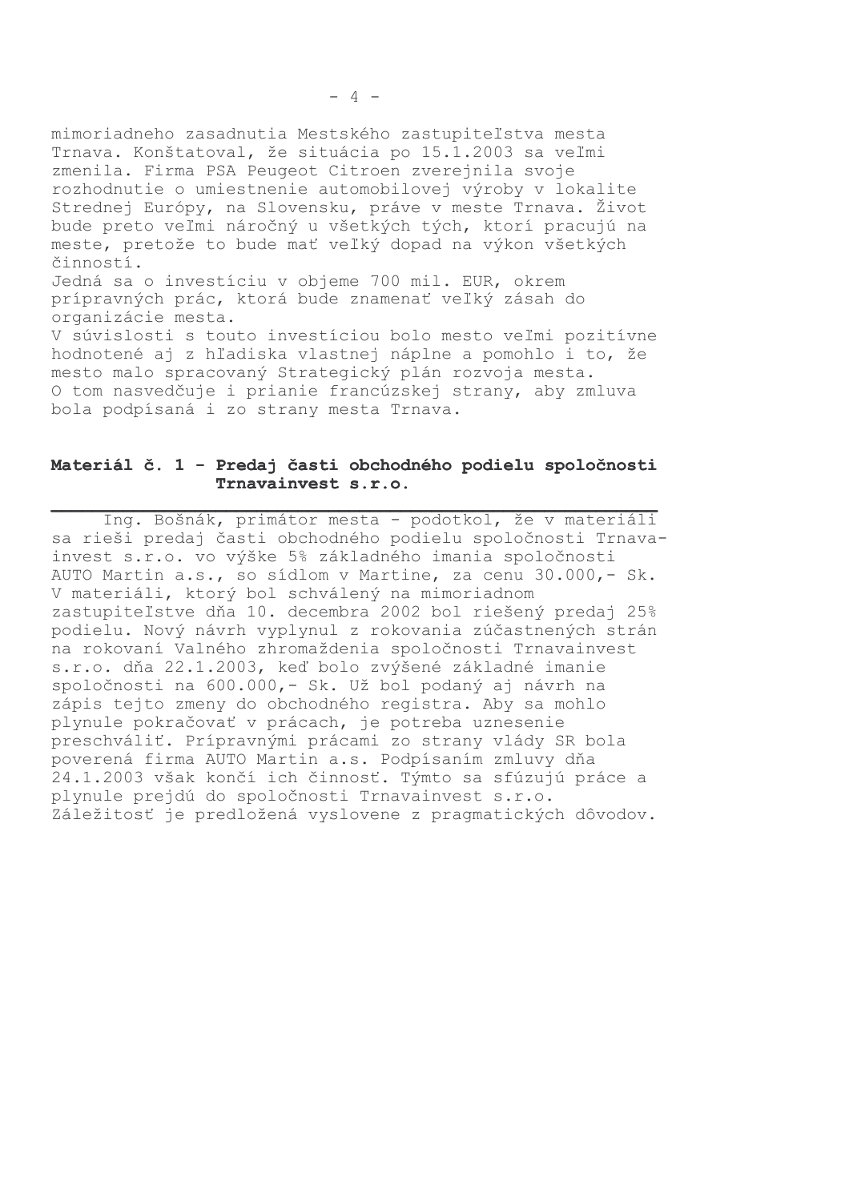mimoriadneho zasadnutia Mestského zastupiteľstva mesta Trnava. Konštatoval, že situácia po 15.1.2003 sa veľmi zmenila. Firma PSA Peugeot Citroen zverejnila svoje rozhodnutie o umiestnenie automobilovej výroby v lokalite Strednej Európy, na Slovensku, práve v meste Trnava. Život bude preto veľmi náročný u všetkých tých, ktorí pracujú na meste, pretože to bude mať veľký dopad na výkon všetkých činností.

Jedná sa o investíciu v objeme 700 mil. EUR, okrem prípravných prác, ktorá bude znamenať veľký zásah do organizácie mesta.

V súvislosti s touto investíciou bolo mesto veľmi pozitívne hodnotené aj z hľadiska vlastnej náplne a pomohlo i to, že mesto malo spracovaný Strategický plán rozvoja mesta. O tom nasvedčuje i prianie francúzskej strany, aby zmluva bola podpísaná i zo strany mesta Trnava.

## Materiál č. 1 - Predaj časti obchodného podielu spoločnosti Trnavainvest s.r.o.

Ing. Bošnák, primátor mesta - podotkol, že v materiáli sa rieši predaj časti obchodného podielu spoločnosti Trnavainvest s.r.o. vo výške 5% základného imania spoločnosti AUTO Martin a.s., so sídlom v Martine, za cenu 30.000,- Sk. V materiáli, ktorý bol schválený na mimoriadnom zastupiteľstve dňa 10. decembra 2002 bol riešený predaj 25% podielu. Nový návrh vyplynul z rokovania zúčastnených strán na rokovaní Valného zhromaždenia spoločnosti Trnavainvest s.r.o. dňa 22.1.2003, keď bolo zvýšené základné imanie spoločnosti na 600.000,- Sk. Už bol podaný aj návrh na zápis tejto zmeny do obchodného registra. Aby sa mohlo plynule pokračovať v prácach, je potreba uznesenie preschváliť. Prípravnými prácami zo strany vlády SR bola poverená firma AUTO Martin a.s. Podpísaním zmluvy dňa 24.1.2003 však končí ich činnosť. Týmto sa sfúzujú práce a plynule prejdú do spoločnosti Trnavainvest s.r.o. Záležitosť je predložená vyslovene z pragmatických dôvodov.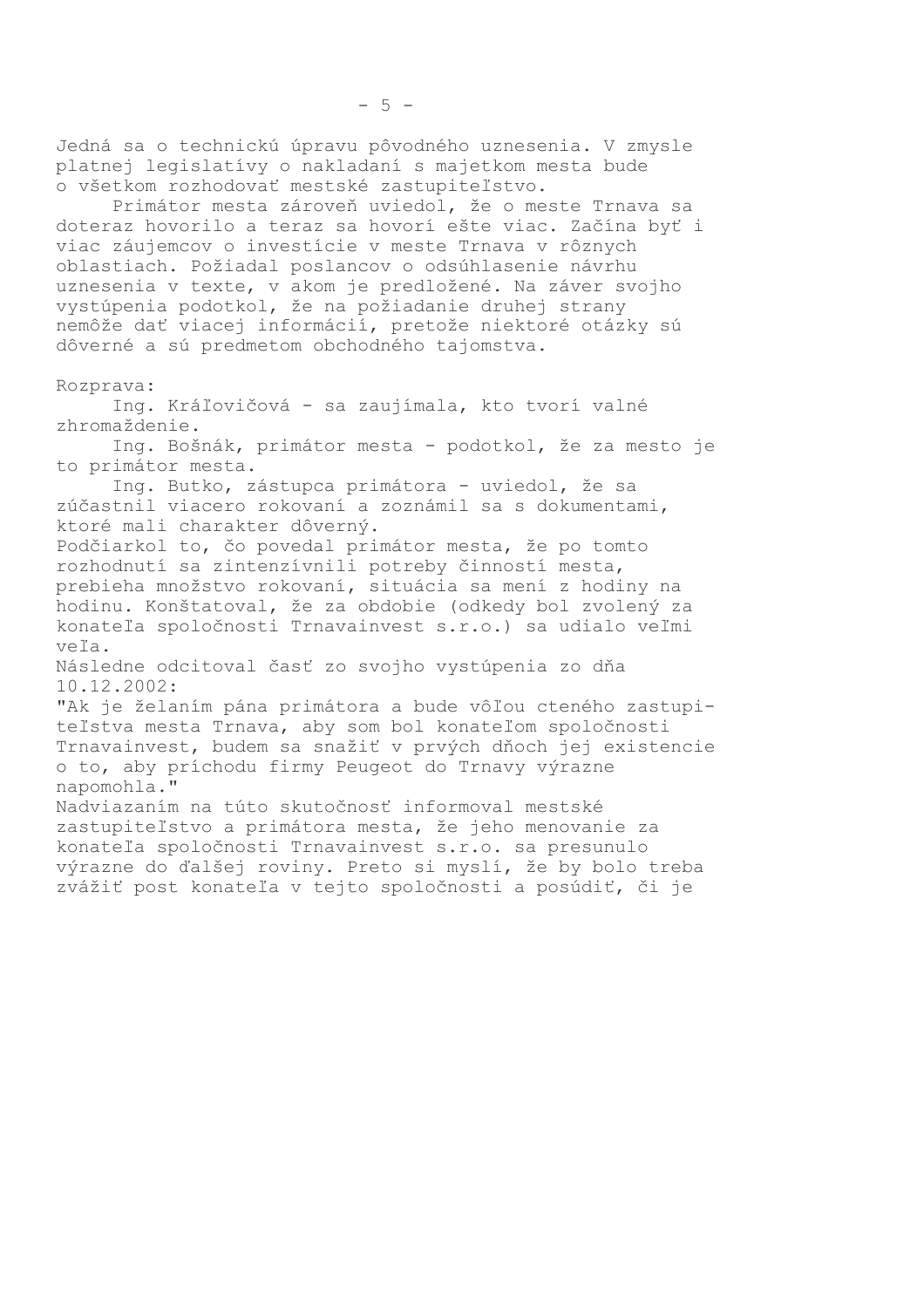Jedná sa o technickú úpravu pôvodného uznesenia. V zmysle platnej legislatívy o nakladaní s majetkom mesta bude o všetkom rozhodovať mestské zastupiteľstvo.

Primátor mesta zároveň uviedol, že o meste Trnava sa doteraz hovorilo a teraz sa hovorí ešte viac. Začína byť i viac záujemcov o investície v meste Trnava v rôznych oblastiach. Požiadal poslancov o odsúhlasenie návrhu uznesenia v texte, v akom je predložené. Na záver svojho vystúpenia podotkol, že na požiadanie druhej strany nemôže dať viacej informácií, pretože niektoré otázky sú dôverné a sú predmetom obchodného tajomstva.

Rozprava:

Ing. Kráľovičová - sa zaujímala, kto tvorí valné zhromaždenie.

Ing. Bošnák, primátor mesta - podotkol, že za mesto je to primátor mesta.

Ing. Butko, zástupca primátora - uviedol, že sa zúčastnil viacero rokovaní a zoznámil sa s dokumentami, ktoré mali charakter dôverný.

Podčiarkol to, čo povedal primátor mesta, že po tomto rozhodnutí sa zintenzívnili potreby činností mesta, prebieha množstvo rokovaní, situácia sa mení z hodiny na hodinu. Konštatoval, že za obdobie (odkedy bol zvolený za konateľa spoločnosti Trnavainvest s.r.o.) sa udialo veľmi veľa.

Následne odcitoval časť zo svojho vystúpenia zo dňa 10.12.2002:

"Ak je želaním pána primátora a bude vôľou cteného zastupiteľstva mesta Trnava, aby som bol konateľom spoločnosti Trnavainvest, budem sa snažiť v prvých dňoch jej existencie o to, aby príchodu firmy Peugeot do Trnavy výrazne napomohla."

Nadviazaním na túto skutočnosť informoval mestské zastupiteľstvo a primátora mesta, že jeho menovanie za konateľa spoločnosti Trnavainvest s.r.o. sa presunulo výrazne do ďalšej roviny. Preto si myslí, že by bolo treba zvážiť post konateľa v tejto spoločnosti a posúdiť, či je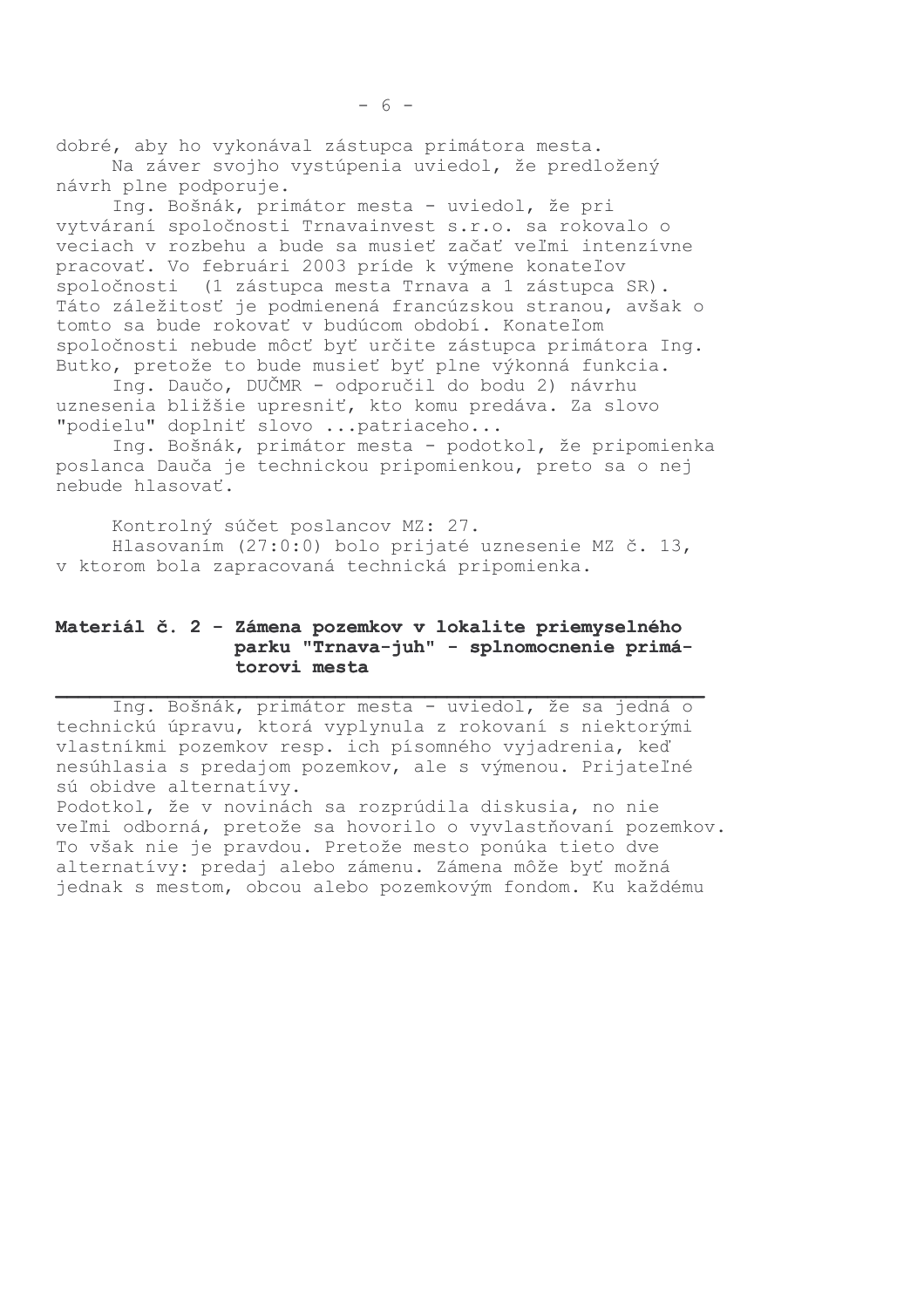dobré, aby ho vykonával zástupca primátora mesta.

Na záver svojho vystúpenia uviedol, že predložený návrh plne podporuje.

Ing. Bošnák, primátor mesta - uviedol, že pri vytváraní spoločnosti Trnavainvest s.r.o. sa rokovalo o veciach v rozbehu a bude sa musieť začať veľmi intenzívne pracovať. Vo februári 2003 príde k výmene konateľov spoločnosti (1 zástupca mesta Trnava a 1 zástupca SR). Táto záležitosť je podmienená francúzskou stranou, avšak o tomto sa bude rokovať v budúcom období. Konateľom spoločnosti nebude môcť byť určite zástupca primátora Ing. Butko, pretože to bude musieť byť plne výkonná funkcia.

Ing. Daučo, DUČMR - odporučil do bodu 2) návrhu uznesenia bližšie upresniť, kto komu predáva. Za slovo "podielu" doplniť slovo ...patriaceho...

Ing. Bošnák, primátor mesta - podotkol, že pripomienka poslanca Dauča je technickou pripomienkou, preto sa o nej nebude hlasovať.

Kontrolný súčet poslancov MZ: 27.

Hlasovaním (27:0:0) bolo prijaté uznesenie MZ č. 13, v ktorom bola zapracovaná technická pripomienka.

## Materiál č. 2 - Zámena pozemkov v lokalite priemyselného parku "Trnava-juh" - splnomocnenie primátorovi mesta

Ing. Bošnák, primátor mesta - uviedol, že sa jedná o technickú úpravu, ktorá vyplynula z rokovaní s niektorými vlastníkmi pozemkov resp. ich písomného vyjadrenia, keď nesúhlasia s predajom pozemkov, ale s výmenou. Prijateľné sú obidve alternatívy.

Podotkol, že v novinách sa rozprúdila diskusia, no nie veľmi odborná, pretože sa hovorilo o vyvlastňovaní pozemkov. To však nie je pravdou. Pretože mesto ponúka tieto dve alternatívy: predaj alebo zámenu. Zámena môže byť možná jednak s mestom, obcou alebo pozemkovým fondom. Ku každému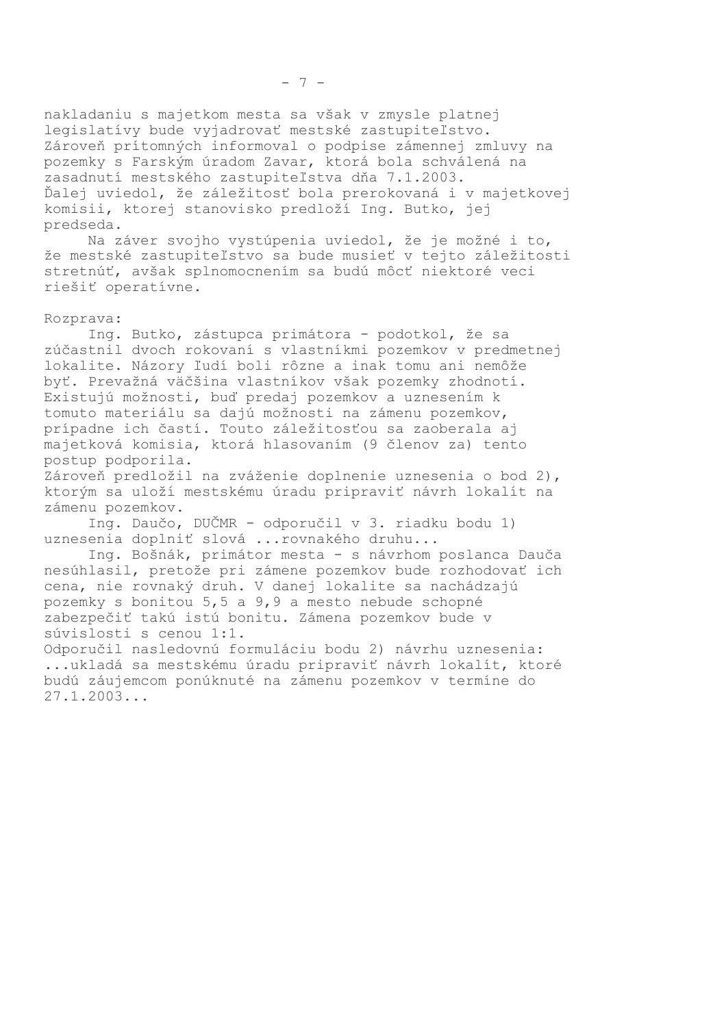nakladaniu s majetkom mesta sa však v zmysle platnej legislatívy bude vyjadrovať mestské zastupiteľstvo. Zároveň prítomných informoval o podpise zámennej zmluvy na pozemky s Farským úradom Zavar, ktorá bola schválená na zasadnutí mestského zastupiteľstva dňa 7.1.2003. Ďalej uviedol, že záležitosť bola prerokovaná i v majetkovej komisii, ktorej stanovisko predloží Ing. Butko, jej predseda.

Na záver svojho vystúpenia uviedol, že je možné i to, že mestské zastupiteľstvo sa bude musieť v tejto záležitosti stretnúť, avšak splnomocnením sa budú môcť niektoré veci riešiť operatívne.

Rozprava:

Ing. Butko, zástupca primátora - podotkol, že sa zúčastnil dvoch rokovaní s vlastníkmi pozemkov v predmetnej lokalite. Názory ľudí boli rôzne a inak tomu ani nemôže byť. Prevažná väčšina vlastníkov však pozemky zhodnotí. Existujú možnosti, buď predaj pozemkov a uznesením k tomuto materiálu sa dajú možnosti na zámenu pozemkov, prípadne ich častí. Touto záležitosťou sa zaoberala aj majetková komisia, ktorá hlasovaním (9 členov za) tento postup podporila.
Zároveň predložil na zváženie doplnenie uznesenia o bod 2), ktorým sa uloží mestskému úradu pripraviť návrh lokalít na zámenu pozemkov.

Ing. Daučo, DUČMR - odporučil v 3. riadku bodu 1) uznesenia doplniť slová ...rovnakého druhu...

Ing. Bošnák, primátor mesta - s návrhom poslanca Dauča nesúhlasil, pretože pri zámene pozemkov bude rozhodovať ich cena, nie rovnaký druh. V danej lokalite sa nachádzajú pozemky s bonitou 5,5 a 9,9 a mesto nebude schopné zabezpečiť takú istú bonitu. Zámena pozemkov bude v súvislosti s cenou 1:1.
Odporučil nasledovnú formuláciu bodu 2) návrhu uznesenia:
...ukladá sa mestskému úradu pripraviť návrh lokalít, ktoré budú záujemcom ponúknuté na zámenu pozemkov v termíne do 27.1.2003...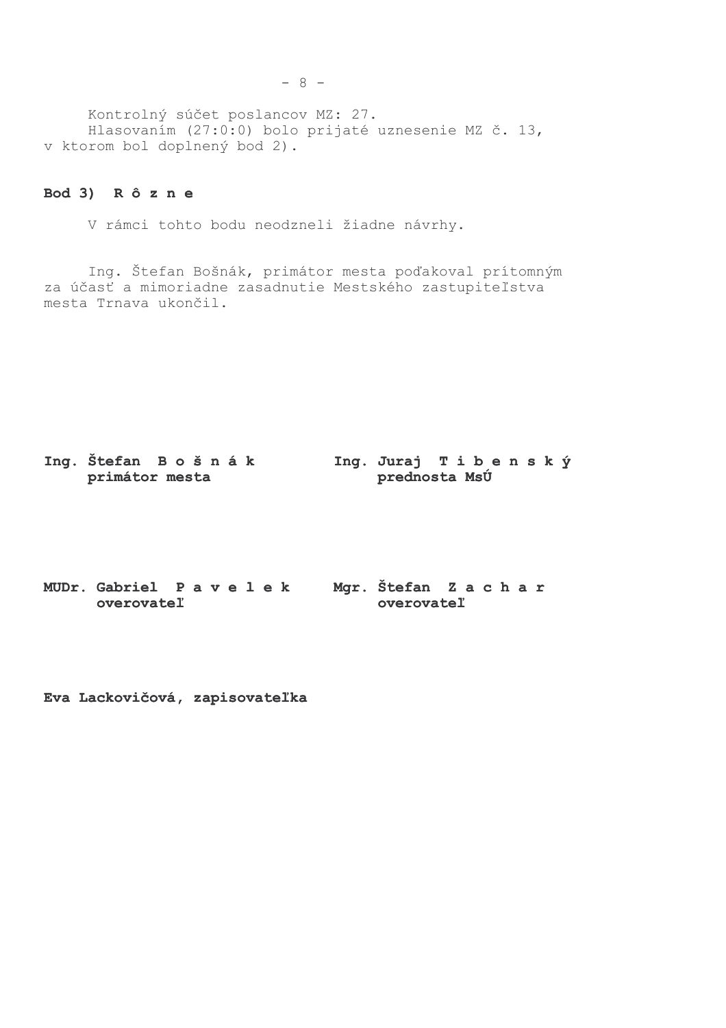Kontrolný súčet poslancov MZ: 27.
Hlasovaním (27:0:0) bolo prijaté uznesenie MZ č. 13, v ktorom bol doplnený bod 2).

**Bod 3) R ô z n e**

V rámci tohto bodu neodzneli žiadne návrhy.

Ing. Štefan Bošnák, primátor mesta poďakoval prítomným za účasť a mimoriadne zasadnutie Mestského zastupiteľstva mesta Trnava ukončil.

**Ing. Štefan B o š n á k**
**primátor mesta**

**Ing. Juraj T i b e n s k ý**
**prednosta MsÚ**

**MUDr. Gabriel P a v e l e k**
**overovateľ**

**Mgr. Štefan Z a c h a r**
**overovateľ**

**Eva Lackovičová, zapisovateľka**